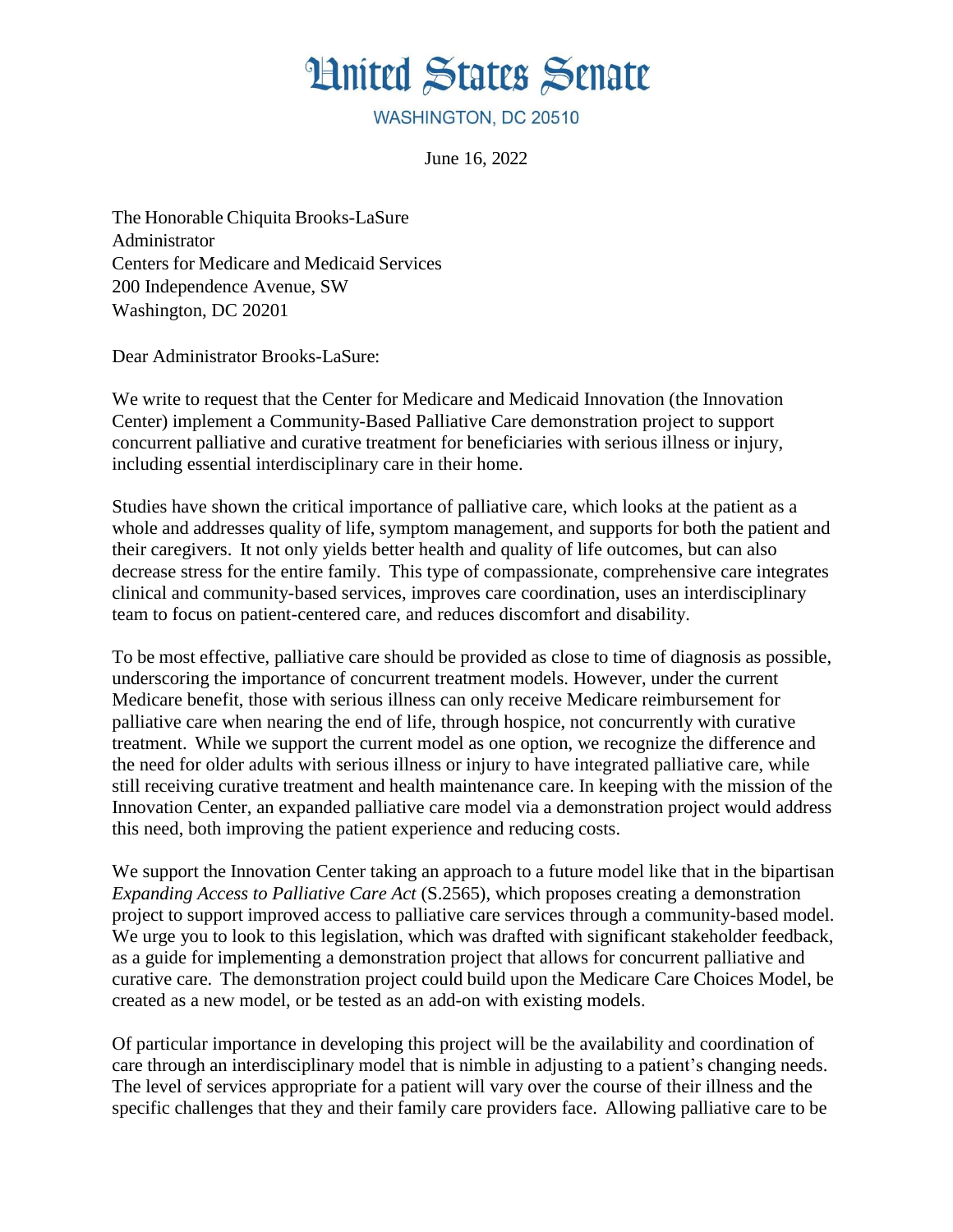# United States Senate

WASHINGTON, DC 20510

June 16, 2022

The Honorable Chiquita Brooks-LaSure
Administrator
Centers for Medicare and Medicaid Services
200 Independence Avenue, SW
Washington, DC 20201

Dear Administrator Brooks-LaSure:

We write to request that the Center for Medicare and Medicaid Innovation (the Innovation Center) implement a Community-Based Palliative Care demonstration project to support concurrent palliative and curative treatment for beneficiaries with serious illness or injury, including essential interdisciplinary care in their home.

Studies have shown the critical importance of palliative care, which looks at the patient as a whole and addresses quality of life, symptom management, and supports for both the patient and their caregivers. It not only yields better health and quality of life outcomes, but can also decrease stress for the entire family. This type of compassionate, comprehensive care integrates clinical and community-based services, improves care coordination, uses an interdisciplinary team to focus on patient-centered care, and reduces discomfort and disability.

To be most effective, palliative care should be provided as close to time of diagnosis as possible, underscoring the importance of concurrent treatment models. However, under the current Medicare benefit, those with serious illness can only receive Medicare reimbursement for palliative care when nearing the end of life, through hospice, not concurrently with curative treatment. While we support the current model as one option, we recognize the difference and the need for older adults with serious illness or injury to have integrated palliative care, while still receiving curative treatment and health maintenance care. In keeping with the mission of the Innovation Center, an expanded palliative care model via a demonstration project would address this need, both improving the patient experience and reducing costs.

We support the Innovation Center taking an approach to a future model like that in the bipartisan *Expanding Access to Palliative Care Act* (S.2565), which proposes creating a demonstration project to support improved access to palliative care services through a community-based model. We urge you to look to this legislation, which was drafted with significant stakeholder feedback, as a guide for implementing a demonstration project that allows for concurrent palliative and curative care. The demonstration project could build upon the Medicare Care Choices Model, be created as a new model, or be tested as an add-on with existing models.

Of particular importance in developing this project will be the availability and coordination of care through an interdisciplinary model that is nimble in adjusting to a patient's changing needs. The level of services appropriate for a patient will vary over the course of their illness and the specific challenges that they and their family care providers face. Allowing palliative care to be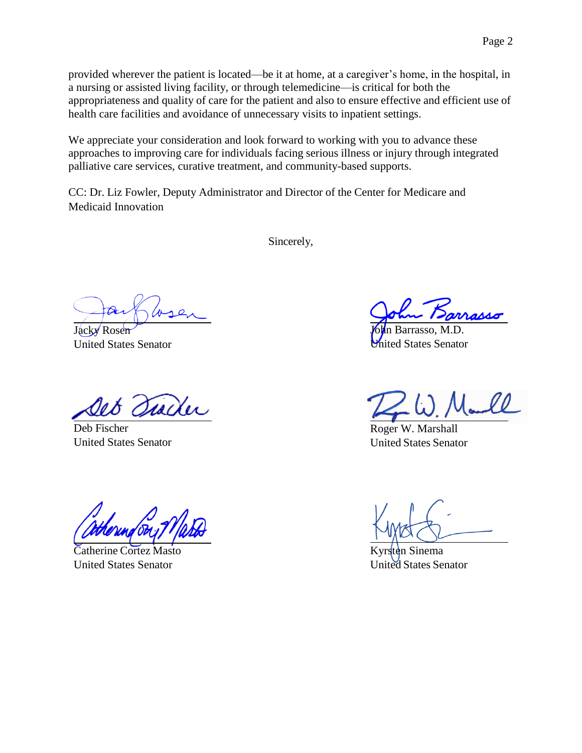provided wherever the patient is located—be it at home, at a caregiver's home, in the hospital, in a nursing or assisted living facility, or through telemedicine—is critical for both the appropriateness and quality of care for the patient and also to ensure effective and efficient use of health care facilities and avoidance of unnecessary visits to inpatient settings.

We appreciate your consideration and look forward to working with you to advance these approaches to improving care for individuals facing serious illness or injury through integrated palliative care services, curative treatment, and community-based supports.

CC: Dr. Liz Fowler, Deputy Administrator and Director of the Center for Medicare and Medicaid Innovation

Sincerely,

Jacky Rosen
United States Senator

John Barrasso, M.D.
United States Senator

Deb Fischer
United States Senator

Roger W. Marshall
United States Senator

Catherine Cortez Masto
United States Senator

Kyrsten Sinema
United States Senator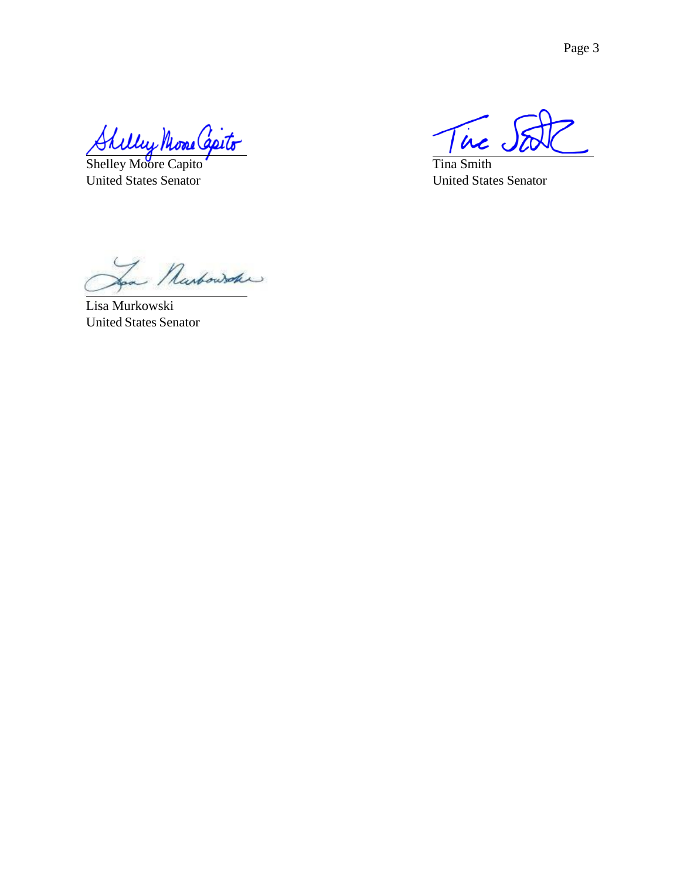Shelley Moore Capito
United States Senator

Tina Smith
United States Senator

Lisa Murkowski
United States Senator